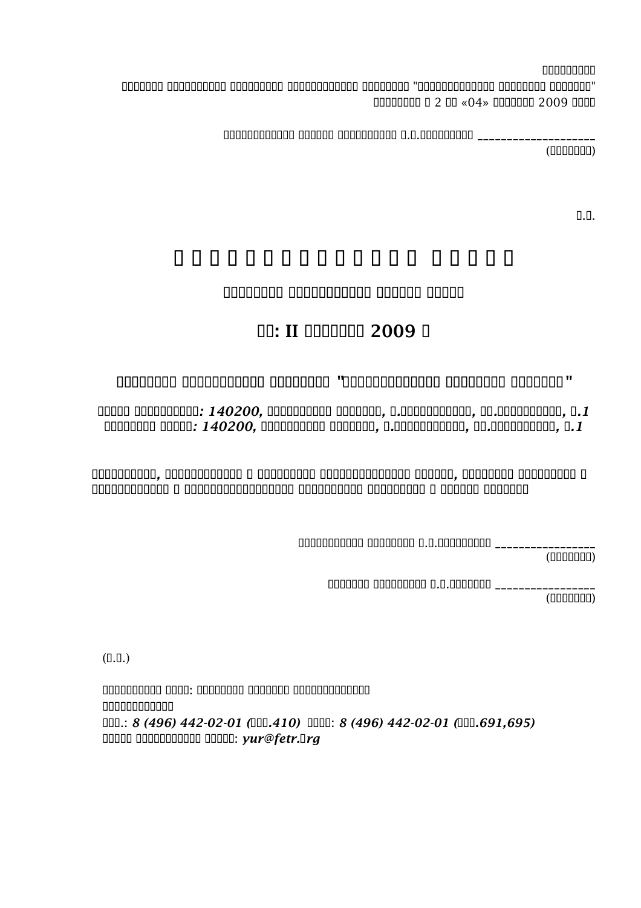□□□□□□□□□□□

□□□□□□□ □□□□□□□□□□□ □□□□□□□□□ □□□□□□□□□□□□□ □□□□□□□□ "□□□□□□□□□□□□□□ □□□□□□□□ □□□□□□□□"

□□□□□□□□ □ 2 □□ «04» □□□□□□□ 2009 □□□□

□□□□□□□□□□□□□ □□□□□□ □□□□□□□□□□ □.□.□□□□□□□□□□ ____________________

(□□□□□□□□□)

□.□.

# □ □ □ □ □ □ □ □ □ □ □ □ □ □ □ □ □ □ □ □ □ □ □

**□□□□□□□□ □□□□□□□□□□□□ □□□□□□ □□□□□**

## □□: II □□□□□□□ 2009 □

**□□□□□□□□ □□□□□□□□□□□□ □□□□□□□□ "□□□□□□□□□□□□□□ □□□□□□□□ □□□□□□□□"**

**□□□□□ □□□□□□□□□□*: 140200*, □□□□□□□□□□ □□□□□□□, □.□□□□□□□□□□□, □□.□□□□□□□□□□, □*.1***

**□□□□□□□□ □□□□□*: 140200*, □□□□□□□□□□ □□□□□□□, □.□□□□□□□□□□□, □□.□□□□□□□□□□, □*.1***

**□□□□□□□□□□, □□□□□□□□□□□□□ □ □□□□□□□□ □□□□□□□□□□□□□□ □□□□□□, □□□□□□□□ □□□□□□□□□ □ □□□□□□□□□□□□ □ □□□□□□□□□□□□□□□□□ □□□□□□□□□ □□□□□□□□□ □ □□□□□□ □□□□□□□**

□□□□□□□□□□□□ □□□□□□□□ □.□.□□□□□□□□□□ _________________

(□□□□□□□□□)

□□□□□□□ □□□□□□□□□ □.□.□□□□□□□ _________________

(□□□□□□□□□)

(□.□.)

□□□□□□□□□□□ □□□□: □□□□□□□□ □□□□□□□ □□□□□□□□□□□□□□

□□□□□□□□□□□□□

□□□.: *8 (496) 442-02-01 (□□□.410)* □□□□: *8 (496) 442-02-01 (□□□.691,695)*

□□□□□ □□□□□□□□□□□ □□□□□: *yur@fetr.□rg*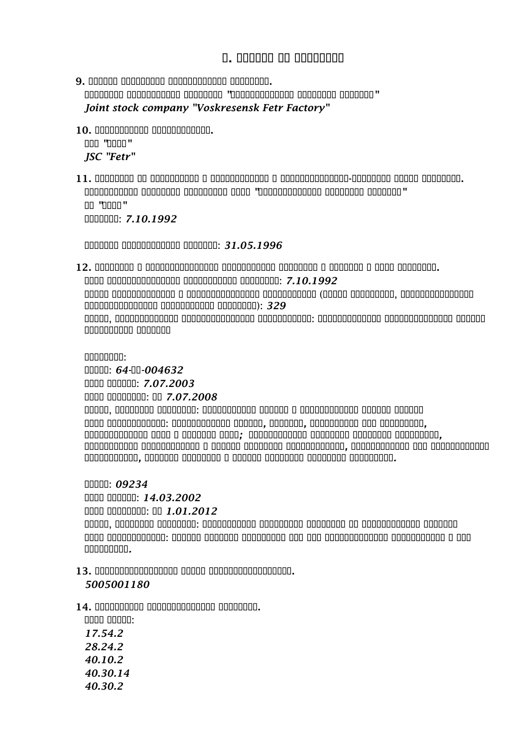9.

Joint stock company "Voskresensk Fetr Factory"

10.

JSC "Fetr"

11.

7.10.1992

31.05.1996

12.

7.10.1992

329

64-004632

7.07.2003

7.07.2008

09234

14.03.2002

1.01.2012

13.

5005001180

14.

17.54.2
28.24.2
40.10.2
40.30.14
40.30.2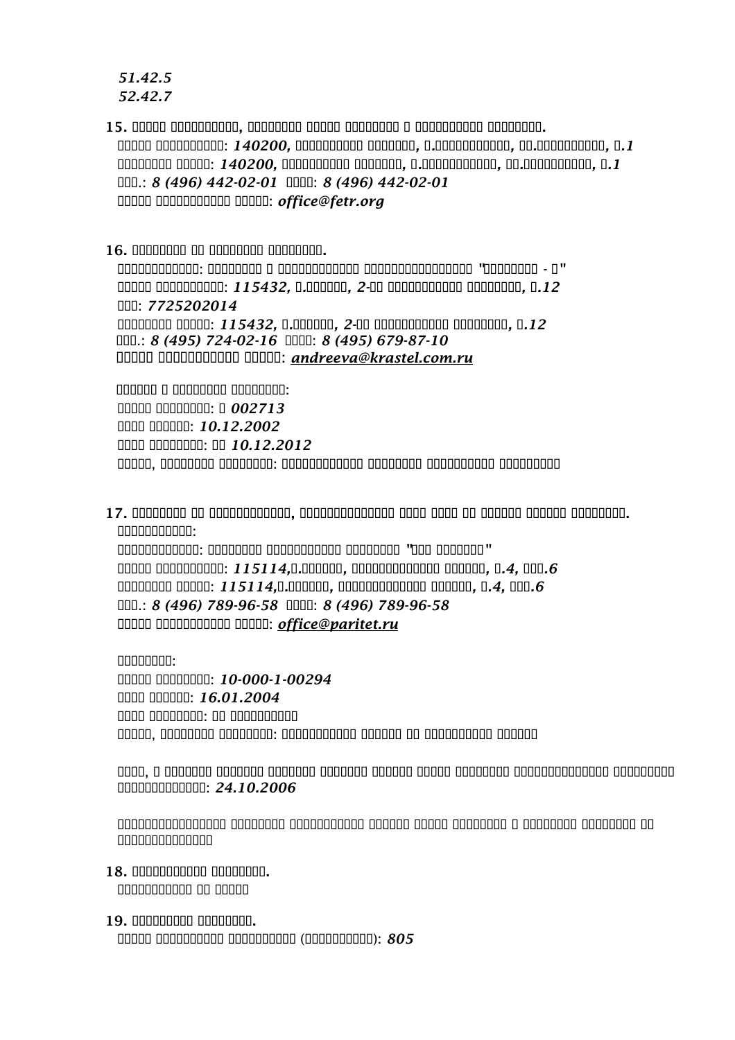*51.42.5*
*52.42.7*

**15. □□□□□ □□□□□□□□□□□, □□□□□□□□ □□□□□ □□□□□□□□□ □ □□□□□□□□□□□ □□□□□□□□□.**

□□□□□ □□□□□□□□□□□: ***140200,*** **□□□□□□□□□□ □□□□□□□, □.□□□□□□□□□□□□, □□.□□□□□□□□□□□, □*.1***

□□□□□□□□ □□□□□: ***140200,*** **□□□□□□□□□□ □□□□□□□, □.□□□□□□□□□□□□, □□.□□□□□□□□□□□, □*.1***

□□□.: ***8 (496) 442-02-01*** □□□□: ***8 (496) 442-02-01***

□□□□□ □□□□□□□□□□□ □□□□□: ***office@fetr.org***

**16. □□□□□□□□ □□ □□□□□□□□ □□□□□□□□.**

□□□□□□□□□□□□: □□□□□□□□ □ □□□□□□□□□□□□□ □□□□□□□□□□□□□□□□□□ "□□□□□□□□□ - □"

□□□□□ □□□□□□□□□□□: ***115432,*** **□.□□□□□□,** ***2-□□*** **□□□□□□□□□□□ □□□□□□□□□, □*.12***

□□□: ***7725202014***

□□□□□□□□ □□□□□: ***115432,*** **□.□□□□□□,** ***2-□□*** **□□□□□□□□□□□ □□□□□□□□□, □*.12***

□□□.: ***8 (495) 724-02-16*** □□□□: ***8 (495) 679-87-10***

□□□□□ □□□□□□□□□□□ □□□□□: ***andreeva@krastel.com.ru***

□□□□□□ □ □□□□□□□□ □□□□□□□□:

□□□□□ □□□□□□□□: □ ***002713***

□□□□ □□□□□□: ***10.12.2002***

□□□□ □□□□□□□□: □□ ***10.12.2012***

□□□□□, □□□□□□□□ □□□□□□□□: □□□□□□□□□□□□□ □□□□□□□□ □□□□□□□□□□□ □□□□□□□□□

**17. □□□□□□□□ □□ □□□□□□□□□□□□, □□□□□□□□□□□□□□ □□□□ □□□□ □□ □□□□□□ □□□□□□ □□□□□□□□.**

□□□□□□□□□□□□:

□□□□□□□□□□□□: □□□□□□□□ □□□□□□□□□□□ □□□□□□□□ "□□□ □□□□□□□"

□□□□□ □□□□□□□□□□□: ***115114,*** **□.□□□□□□, □□□□□□□□□□□□□ □□□□□□, □*.4,* □□□*.6***

□□□□□□□□ □□□□□: ***115114,*** **□.□□□□□□, □□□□□□□□□□□□□ □□□□□□, □*.4,* □□□*.6***

□□□.: ***8 (496) 789-96-58*** □□□□: ***8 (496) 789-96-58***

□□□□□ □□□□□□□□□□□ □□□□□: ***office@paritet.ru***

□□□□□□□□:

□□□□□ □□□□□□□□: ***10-000-1-00294***

□□□□ □□□□□□: ***16.01.2004***

□□□□ □□□□□□□□: □□ □□□□□□□□□□□

□□□□□, □□□□□□□□ □□□□□□□□: □□□□□□□□□□□□ □□□□□□ □□ □□□□□□□□□□ □□□□□□

□□□□, □ □□□□□□□ □□□□□□□ □□□□□□□ □□□□□□□ □□□□□□ □□□□□ □□□□□□□□ □□□□□□□□□□□□□□□ □□□□□□□□□ □□□□□□□□□□□□□□: ***24.10.2006***

□□□□□□□□□□□□□□□□ □□□□□□□□ □□□□□□□□□□□ □□□□□□ □□□□□ □□□□□□□□□ □ □□□□□□□□ □□□□□□□□ □□ □□□□□□□□□□□□□□□

**18. □□□□□□□□□□□ □□□□□□□□.**

□□□□□□□□□□□ □□ □□□□□

**19. □□□□□□□□□ □□□□□□□□□.**

□□□□□ □□□□□□□□□□ □□□□□□□□□□□ (□□□□□□□□□□□): ***805***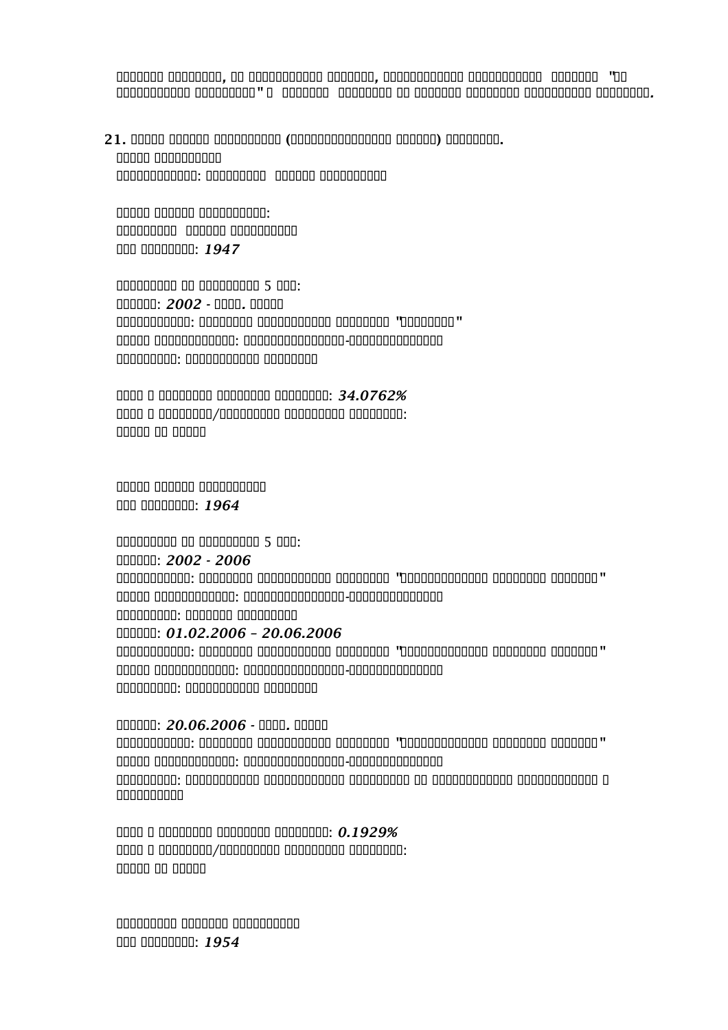□□□□□□□ □□□□□□□□, □□ □□□□□□□□□□□□ □□□□□□□□, □□□□□□□□□□□□□ □□□□□□□□□□□□ □□□□□□□□ "□□ □□□□□□□□□□□□ □□□□□□□□□□" □ □□□□□□□□ □□□□□□□□□ □□ □□□□□□□ □□□□□□□□□ □□□□□□□□□□□ □□□□□□□□□.

**21. □□□□□ □□□□□□□ □□□□□□□□□□□ (□□□□□□□□□□□□□□□□□ □□□□□□□) □□□□□□□□□.**

□□□□□ □□□□□□□□□□□

□□□□□□□□□□□□□: □□□□□□□□□□ □□□□□□□ □□□□□□□□□□□

□□□□□ □□□□□□□ □□□□□□□□□□□:

□□□□□□□□□□ □□□□□□□ □□□□□□□□□□□

□□□ □□□□□□□□: ***1947***

□□□□□□□□□□ □□ □□□□□□□□□□ 5 □□□:

□□□□□□: ***2002*** - □□□□. □□□□□

□□□□□□□□□□□□□: □□□□□□□□□ □□□□□□□□□□□□ □□□□□□□□□ "□□□□□□□□□"

□□□□□ □□□□□□□□□□□□: □□□□□□□□□□□□□□□□-□□□□□□□□□□□□□□□□□

□□□□□□□□□□: □□□□□□□□□□□□□ □□□□□□□□□

□□□□ □ □□□□□□□□ □□□□□□□□□ □□□□□□□□□: ***34.0762%***

□□□□ □ □□□□□□□□□/□□□□□□□□□□ □□□□□□□□□□ □□□□□□□□□:

□□□□□ □□ □□□□□

□□□□□ □□□□□□□ □□□□□□□□□□□

□□□ □□□□□□□□: ***1964***

□□□□□□□□□□ □□ □□□□□□□□□□ 5 □□□:

□□□□□□: ***2002 - 2006***

□□□□□□□□□□□□□: □□□□□□□□□ □□□□□□□□□□□□ □□□□□□□□□ "□□□□□□□□□□□□□□□ □□□□□□□□□ □□□□□□□□"

□□□□□ □□□□□□□□□□□□: □□□□□□□□□□□□□□□□-□□□□□□□□□□□□□□□□□

□□□□□□□□□□: □□□□□□□□ □□□□□□□□□□

□□□□□□: ***01.02.2006 – 20.06.2006***

□□□□□□□□□□□□□: □□□□□□□□□ □□□□□□□□□□□□ □□□□□□□□□ "□□□□□□□□□□□□□□□ □□□□□□□□□ □□□□□□□□"

□□□□□ □□□□□□□□□□□□: □□□□□□□□□□□□□□□□-□□□□□□□□□□□□□□□□□

□□□□□□□□□□: □□□□□□□□□□□□□ □□□□□□□□□

□□□□□□: ***20.06.2006*** - □□□□. □□□□□

□□□□□□□□□□□□□: □□□□□□□□□ □□□□□□□□□□□□ □□□□□□□□□ "□□□□□□□□□□□□□□□ □□□□□□□□□ □□□□□□□□"

□□□□□ □□□□□□□□□□□□: □□□□□□□□□□□□□□□□-□□□□□□□□□□□□□□□□□

□□□□□□□□□□: □□□□□□□□□□□□ □□□□□□□□□□□□□□ □□□□□□□□□□ □□ □□□□□□□□□□□□□ □□□□□□□□□□□□□ □ □□□□□□□□□□□

□□□□ □ □□□□□□□□ □□□□□□□□□ □□□□□□□□□: ***0.1929%***

□□□□ □ □□□□□□□□□/□□□□□□□□□□ □□□□□□□□□□ □□□□□□□□□:

□□□□□ □□ □□□□□

□□□□□□□□□□ □□□□□□□□ □□□□□□□□□□□□

□□□ □□□□□□□□: ***1954***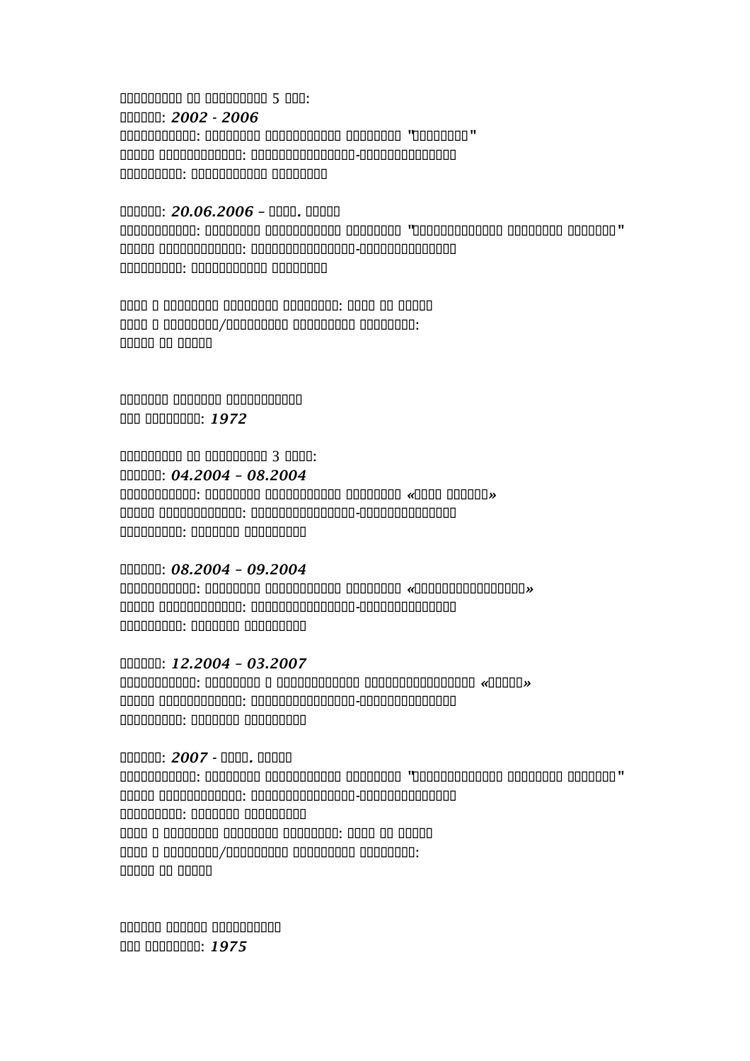□□□□□□□□□□ □□ □□□□□□□□□□ 5 □□□:
□□□□□□: ***2002 - 2006***
□□□□□□□□□□□□: □□□□□□□□ □□□□□□□□□□□ □□□□□□□□ "□□□□□□□□□"
□□□□□ □□□□□□□□□□□□: □□□□□□□□□□□□□□□-□□□□□□□□□□□□□□□
□□□□□□□□□□: □□□□□□□□□□□□ □□□□□□□□

□□□□□□: ***20.06.2006*** – □□□□. □□□□□
□□□□□□□□□□□□: □□□□□□□□ □□□□□□□□□□□ □□□□□□□□ "□□□□□□□□□□□□□ □□□□□□□□ □□□□□□□"
□□□□□ □□□□□□□□□□□□: □□□□□□□□□□□□□□□-□□□□□□□□□□□□□□□
□□□□□□□□□□: □□□□□□□□□□□□ □□□□□□□□

□□□□ □ □□□□□□□□ □□□□□□□□ □□□□□□□□: □□□□ □□ □□□□□
□□□□ □ □□□□□□□□/□□□□□□□□□ □□□□□□□□□ □□□□□□□□:
□□□□□ □□ □□□□□

□□□□□□□ □□□□□□□ □□□□□□□□□□□□
□□□ □□□□□□□□: ***1972***

□□□□□□□□□□ □□ □□□□□□□□□□ 3 □□□□:
□□□□□□: ***04.2004 – 08.2004***
□□□□□□□□□□□□: □□□□□□□□ □□□□□□□□□□□ □□□□□□□□ «□□□□ □□□□□□»
□□□□□ □□□□□□□□□□□□: □□□□□□□□□□□□□□□-□□□□□□□□□□□□□□□
□□□□□□□□□□: □□□□□□□ □□□□□□□□□

□□□□□□: ***08.2004 – 09.2004***
□□□□□□□□□□□□: □□□□□□□□ □□□□□□□□□□□ □□□□□□□□ «□□□□□□□□□□□□□□□□»
□□□□□ □□□□□□□□□□□□: □□□□□□□□□□□□□□□-□□□□□□□□□□□□□□□
□□□□□□□□□□: □□□□□□□ □□□□□□□□□

□□□□□□: ***12.2004 – 03.2007***
□□□□□□□□□□□□: □□□□□□□□□ □ □□□□□□□□□□□□□ □□□□□□□□□□□□□□□□□ «□□□□□»
□□□□□ □□□□□□□□□□□□: □□□□□□□□□□□□□□□-□□□□□□□□□□□□□□□
□□□□□□□□□□: □□□□□□□ □□□□□□□□□

□□□□□□: ***2007*** - □□□□. □□□□□
□□□□□□□□□□□□: □□□□□□□□ □□□□□□□□□□□ □□□□□□□□ "□□□□□□□□□□□□□ □□□□□□□□ □□□□□□□"
□□□□□ □□□□□□□□□□□□: □□□□□□□□□□□□□□□-□□□□□□□□□□□□□□□
□□□□□□□□□□: □□□□□□□ □□□□□□□□□
□□□□ □ □□□□□□□□ □□□□□□□□ □□□□□□□□: □□□□ □□ □□□□□
□□□□ □ □□□□□□□□/□□□□□□□□□ □□□□□□□□□ □□□□□□□□:
□□□□□ □□ □□□□□

□□□□□□ □□□□□□ □□□□□□□□□□□
□□□ □□□□□□□□: ***1975***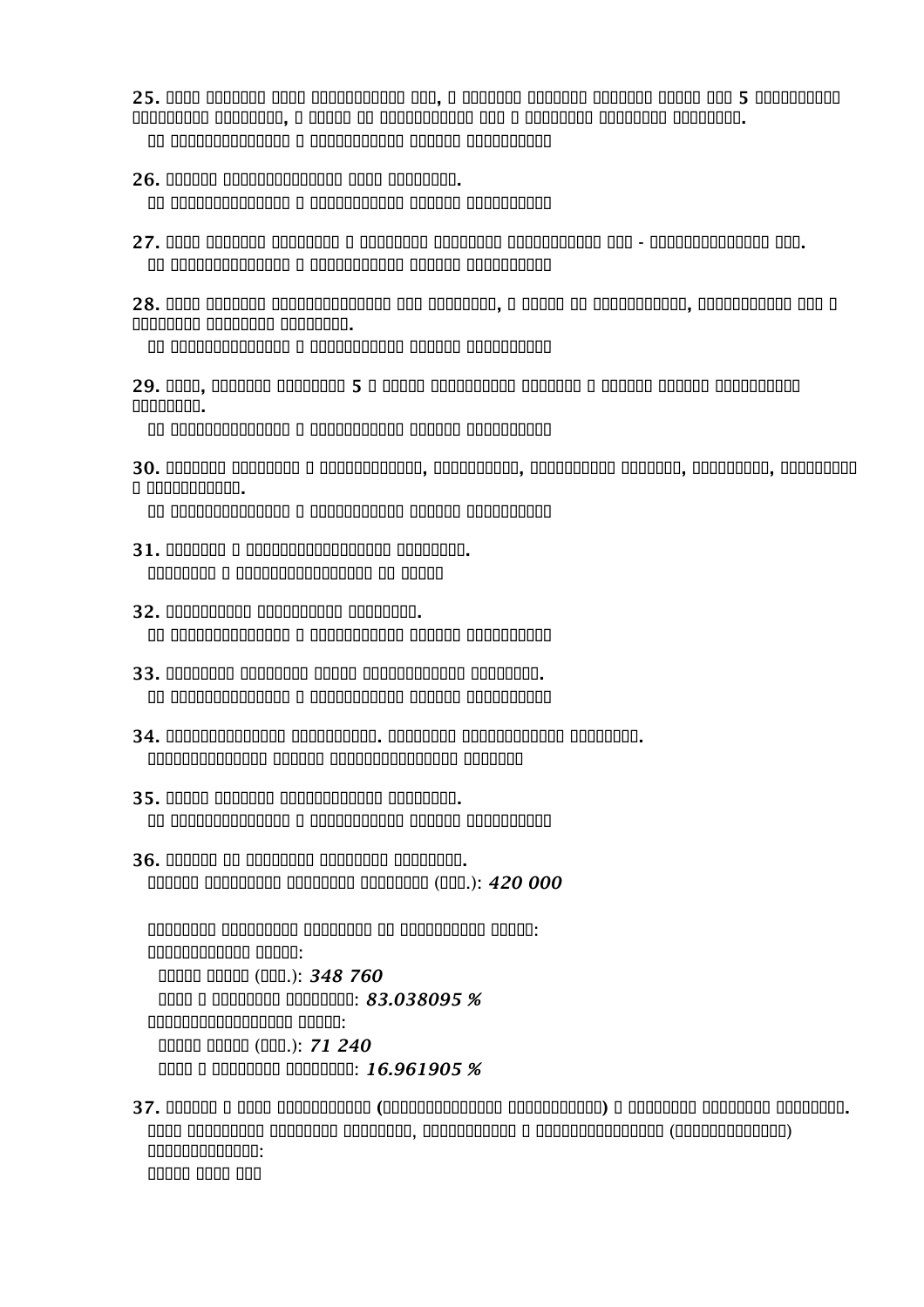25. , 5 , .

26. .

27. - .

28. , , .

29. , 5 .

30. , , , , .

31. .

32. .

33. .

34. . .

35. .

36. .
(.): ***420 000***

:
:
(.): ***348 760***
: ***83.038095 %***
:
(.): ***71 240***
: ***16.961905 %***

37. ( ) .
, ( )
: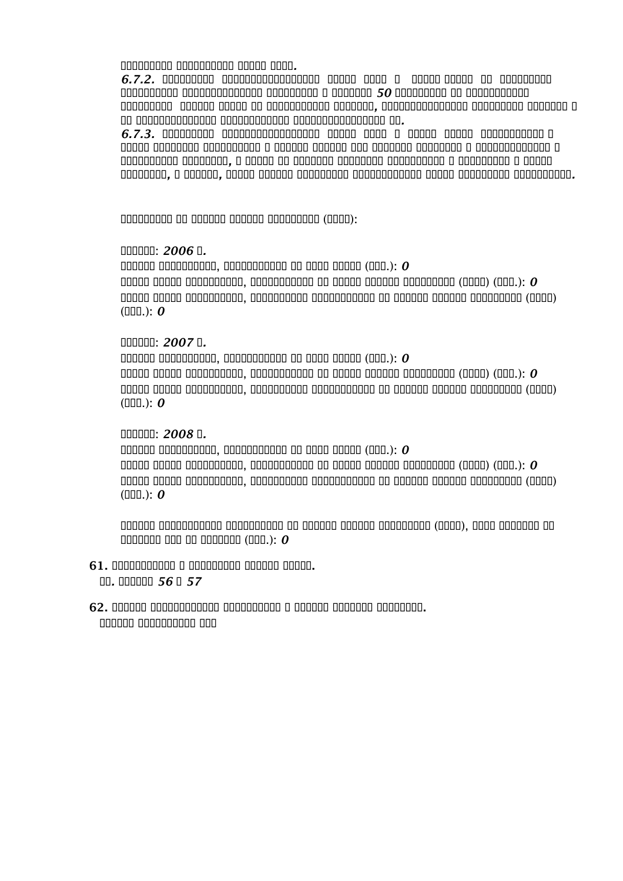***□□□□□□□□□ □□□□□□□□□□ □□□□□ □□□□.***

***6.7.2.*** **□□□□□□□□□ □□□□□□□□□□□□□□□□□□□ □□□□□ □□□□ □ □□□□□ □□□□□ □□ □□□□□□□□□ □□□□□□□□□□ □□□□□□□□□□□□□□□□ □□□□□□□□□ □ □□□□□□□ *50* □□□□□□□□□ □□ □□□□□□□□□□□ □□□□□□□□□ □□□□□□ □□□□□ □□ □□□□□□□□□□□ □□□□□□□, □□□□□□□□□□□□□□□ □□□□□□□□□ □□□□□□□ □ □□ □□□□□□□□□□□□□□ □□□□□□□□□□□□ □□□□□□□□□□□□□□□□□ □□.**

***6.7.3.*** **□□□□□□□□□ □□□□□□□□□□□□□□□□□□□ □□□□□ □□□□ □ □□□□□ □□□□□ □□□□□□□□□□□ □ □□□□□ □□□□□□□□ □□□□□□□□□□ □ □□□□□□ □□□□□□ □□□ □□□□□□□ □□□□□□□□ □ □□□□□□□□□□□□□□ □ □□□□□□□□□□ □□□□□□□□□, □ □□□□□ □□ □□□□□□□ □□□□□□□□ □□□□□□□□□□ □ □□□□□□□□□ □ □□□□□ □□□□□□□□, □ □□□□□□, □□□□□ □□□□□□ □□□□□□□□□ □□□□□□□□□□□□ □□□□□ □□□□□□□□□ □□□□□□□□□□□.**

□□□□□□□□□ □□ □□□□□□ □□□□□□ □□□□□□□□□□ (□□□□□):

□□□□□□: ***2006* □.**
□□□□□□ □□□□□□□□□□, □□□□□□□□□□□□ □□ □□□□ □□□□□ (□□□.): ***0***
□□□□□ □□□□□ □□□□□□□□□□, □□□□□□□□□□□ □□ □□□□□ □□□□□□ □□□□□□□□□ (□□□□□) (□□□.): ***0***
□□□□□ □□□□□ □□□□□□□□□□, □□□□□□□□□□ □□□□□□□□□□□ □□ □□□□□□ □□□□□□ □□□□□□□□□ (□□□□□) (□□□.): ***0***

□□□□□□: ***2007* □.**
□□□□□□ □□□□□□□□□□, □□□□□□□□□□□□ □□ □□□□ □□□□□ (□□□.): ***0***
□□□□□ □□□□□ □□□□□□□□□□, □□□□□□□□□□□ □□ □□□□□ □□□□□□ □□□□□□□□□ (□□□□□) (□□□.): ***0***
□□□□□ □□□□□ □□□□□□□□□□, □□□□□□□□□□ □□□□□□□□□□□ □□ □□□□□□ □□□□□□ □□□□□□□□□ (□□□□□) (□□□.): ***0***

□□□□□□: ***2008* □.**
□□□□□□ □□□□□□□□□□, □□□□□□□□□□□□ □□ □□□□ □□□□□ (□□□.): ***0***
□□□□□ □□□□□ □□□□□□□□□□, □□□□□□□□□□□ □□ □□□□□ □□□□□□ □□□□□□□□□ (□□□□□) (□□□.): ***0***
□□□□□ □□□□□ □□□□□□□□□□, □□□□□□□□□□ □□□□□□□□□□□ □□ □□□□□□ □□□□□□ □□□□□□□□□ (□□□□□) (□□□.): ***0***

□□□□□□ □□□□□□□□□□□□ □□□□□□□□□□ □□ □□□□□□ □□□□□□ □□□□□□□□□ (□□□□□), □□□□ □□□□□□□ □□ □□□□□□□ □□□ □□ □□□□□□□ (□□□.): ***0***

**61. □□□□□□□□□□□□ □ □□□□□□□□□ □□□□□□ □□□□□.**
***□□. □□□□□□ 56 □ 57***

**62. □□□□□□ □□□□□□□□□□□□□ □□□□□□□□□□ □ □□□□□□ □□□□□□□ □□□□□□□□.**
□□□□□□ □□□□□□□□□□□ □□□